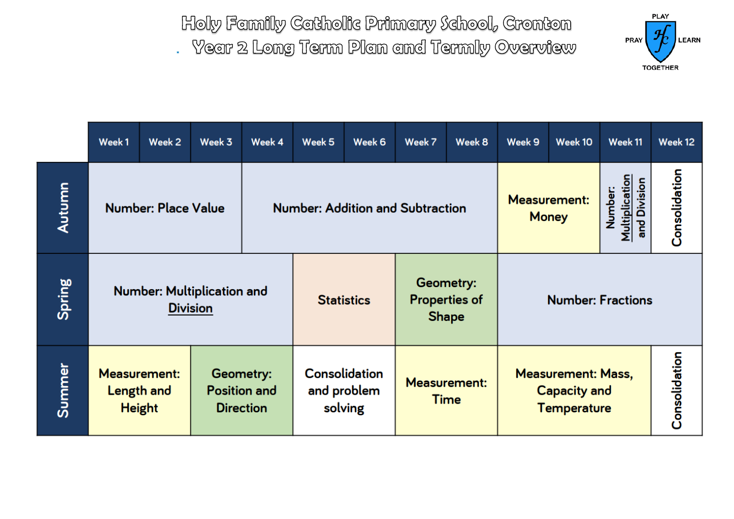# Holy Family Catholic Primary School, Cronton

## Year 2 Long Term Plan and Termly Overview

PLAY PRAY LEARN TOGETHER

| | Week 1 | Week 2 | Week 3 | Week 4 | Week 5 | Week 6 | Week 7 | Week 8 | Week 9 | Week 10 | Week 11 | Week 12 |
|---|---|---|---|---|---|---|---|---|---|---|---|---|
| **Autumn** | Number: Place Value | | | Number: Addition and Subtraction | | | | | Measurement: Money | | Number: Multiplication and Division | Consolidation |
| **Spring** | Number: Multiplication and Division | | | | Statistics | | Geometry: Properties of Shape | | Number: Fractions | | | |
| **Summer** | Measurement: Length and Height | | Geometry: Position and Direction | | Consolidation and problem solving | | Measurement: Time | | Measurement: Mass, Capacity and Temperature | | | Consolidation |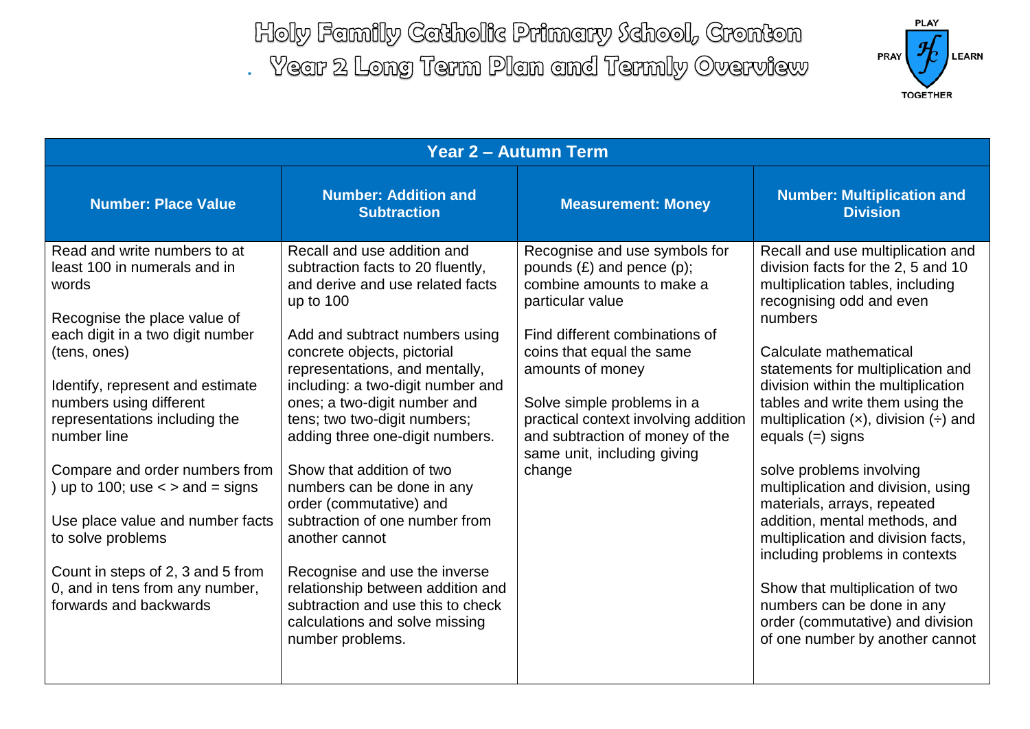# Holy Family Catholic Primary School, Cronton

## Year 2 Long Term Plan and Termly Overview

PLAY PRAY LEARN TOGETHER

| Year 2 – Autumn Term | | | |
|---|---|---|---|
| **Number: Place Value** | **Number: Addition and Subtraction** | **Measurement: Money** | **Number: Multiplication and Division** |
| Read and write numbers to at least 100 in numerals and in words<br><br>Recognise the place value of each digit in a two digit number (tens, ones)<br><br>Identify, represent and estimate numbers using different representations including the number line<br><br>Compare and order numbers from ) up to 100; use < > and = signs<br><br>Use place value and number facts to solve problems<br><br>Count in steps of 2, 3 and 5 from 0, and in tens from any number, forwards and backwards | Recall and use addition and subtraction facts to 20 fluently, and derive and use related facts up to 100<br><br>Add and subtract numbers using concrete objects, pictorial representations, and mentally, including: a two-digit number and ones; a two-digit number and tens; two two-digit numbers; adding three one-digit numbers.<br><br>Show that addition of two numbers can be done in any order (commutative) and subtraction of one number from another cannot<br><br>Recognise and use the inverse relationship between addition and subtraction and use this to check calculations and solve missing number problems. | Recognise and use symbols for pounds (£) and pence (p); combine amounts to make a particular value<br><br>Find different combinations of coins that equal the same amounts of money<br><br>Solve simple problems in a practical context involving addition and subtraction of money of the same unit, including giving change | Recall and use multiplication and division facts for the 2, 5 and 10 multiplication tables, including recognising odd and even numbers<br><br>Calculate mathematical statements for multiplication and division within the multiplication tables and write them using the multiplication (×), division (÷) and equals (=) signs<br><br>solve problems involving multiplication and division, using materials, arrays, repeated addition, mental methods, and multiplication and division facts, including problems in contexts<br><br>Show that multiplication of two numbers can be done in any order (commutative) and division of one number by another cannot |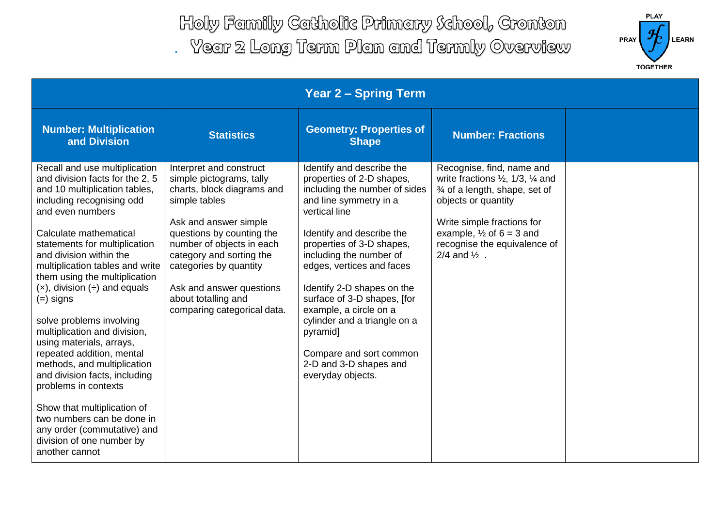# Holy Family Catholic Primary School, Cronton

## Year 2 Long Term Plan and Termly Overview

PLAY PRAY LEARN TOGETHER

| Year 2 – Spring Term | | | | |
|---|---|---|---|---|
| **Number: Multiplication and Division** | **Statistics** | **Geometry: Properties of Shape** | **Number: Fractions** | |
| Recall and use multiplication and division facts for the 2, 5 and 10 multiplication tables, including recognising odd and even numbers<br><br>Calculate mathematical statements for multiplication and division within the multiplication tables and write them using the multiplication (×), division (÷) and equals (=) signs<br><br>solve problems involving multiplication and division, using materials, arrays, repeated addition, mental methods, and multiplication and division facts, including problems in contexts<br><br>Show that multiplication of two numbers can be done in any order (commutative) and division of one number by another cannot | Interpret and construct simple pictograms, tally charts, block diagrams and simple tables<br><br>Ask and answer simple questions by counting the number of objects in each category and sorting the categories by quantity<br><br>Ask and answer questions about totalling and comparing categorical data. | Identify and describe the properties of 2-D shapes, including the number of sides and line symmetry in a vertical line<br><br>Identify and describe the properties of 3-D shapes, including the number of edges, vertices and faces<br><br>Identify 2-D shapes on the surface of 3-D shapes, [for example, a circle on a cylinder and a triangle on a pyramid]<br><br>Compare and sort common 2-D and 3-D shapes and everyday objects. | Recognise, find, name and write fractions ½, 1/3, ¼ and ¾ of a length, shape, set of objects or quantity<br><br>Write simple fractions for example, ½ of 6 = 3 and recognise the equivalence of 2/4 and ½ . | |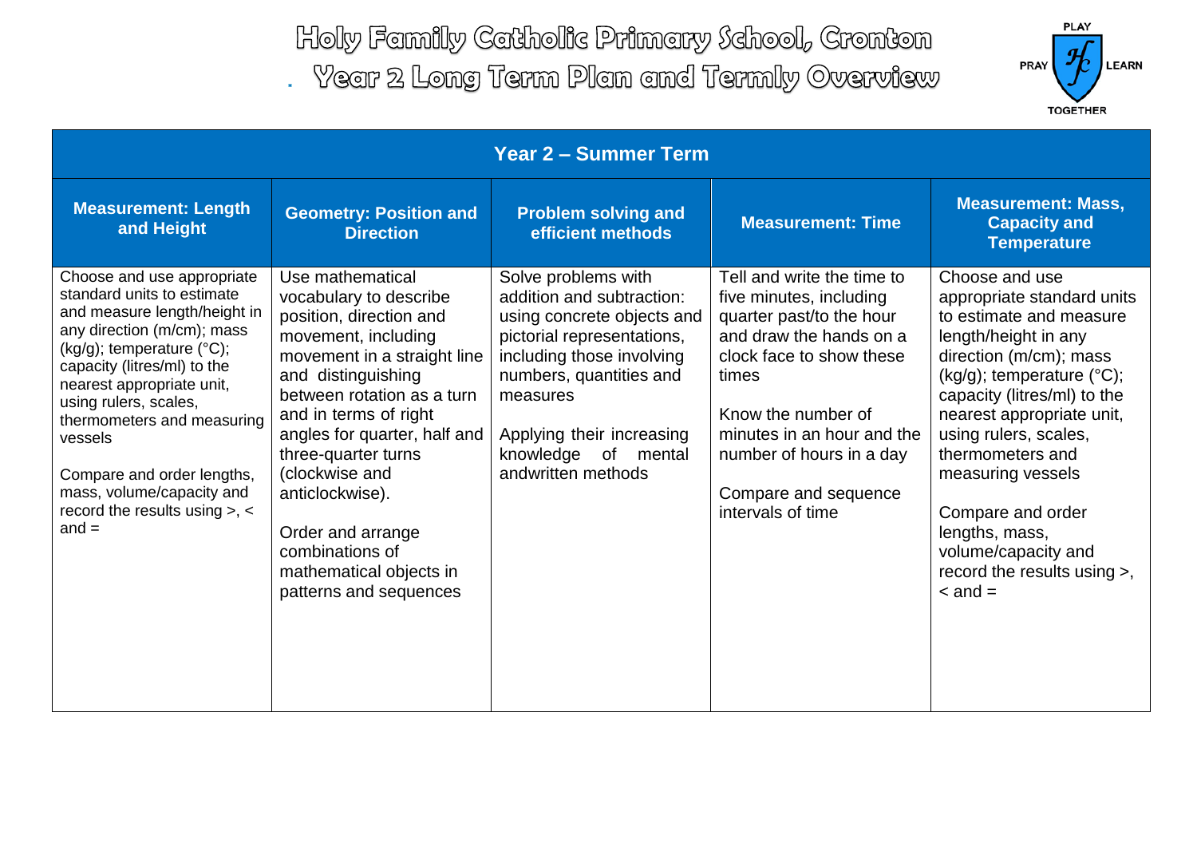# Holy Family Catholic Primary School, Cronton

## . Year 2 Long Term Plan and Termly Overview

PLAY

PRAY LEARN

TOGETHER

| Year 2 – Summer Term | | | | |
|---|---|---|---|---|
| **Measurement: Length and Height** | **Geometry: Position and Direction** | **Problem solving and efficient methods** | **Measurement: Time** | **Measurement: Mass, Capacity and Temperature** |
| Choose and use appropriate standard units to estimate and measure length/height in any direction (m/cm); mass (kg/g); temperature (°C); capacity (litres/ml) to the nearest appropriate unit, using rulers, scales, thermometers and measuring vessels<br><br>Compare and order lengths, mass, volume/capacity and record the results using >, < and = | Use mathematical vocabulary to describe position, direction and movement, including movement in a straight line and distinguishing between rotation as a turn and in terms of right angles for quarter, half and three-quarter turns (clockwise and anticlockwise).<br><br>Order and arrange combinations of mathematical objects in patterns and sequences | Solve problems with addition and subtraction: using concrete objects and pictorial representations, including those involving numbers, quantities and measures<br><br>Applying their increasing knowledge of mental andwritten methods | Tell and write the time to five minutes, including quarter past/to the hour and draw the hands on a clock face to show these times<br><br>Know the number of minutes in an hour and the number of hours in a day<br><br>Compare and sequence intervals of time | Choose and use appropriate standard units to estimate and measure length/height in any direction (m/cm); mass (kg/g); temperature (°C); capacity (litres/ml) to the nearest appropriate unit, using rulers, scales, thermometers and measuring vessels<br><br>Compare and order lengths, mass, volume/capacity and record the results using >, < and = |